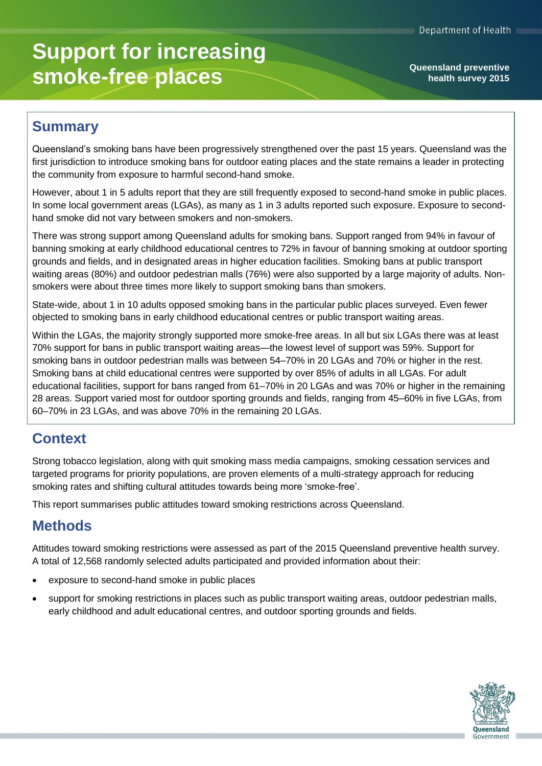# Support for increasing smoke-free places

**Queensland preventive health survey 2015**

## Summary

Queensland's smoking bans have been progressively strengthened over the past 15 years. Queensland was the first jurisdiction to introduce smoking bans for outdoor eating places and the state remains a leader in protecting the community from exposure to harmful second-hand smoke.

However, about 1 in 5 adults report that they are still frequently exposed to second-hand smoke in public places. In some local government areas (LGAs), as many as 1 in 3 adults reported such exposure. Exposure to second-hand smoke did not vary between smokers and non-smokers.

There was strong support among Queensland adults for smoking bans. Support ranged from 94% in favour of banning smoking at early childhood educational centres to 72% in favour of banning smoking at outdoor sporting grounds and fields, and in designated areas in higher education facilities. Smoking bans at public transport waiting areas (80%) and outdoor pedestrian malls (76%) were also supported by a large majority of adults. Non-smokers were about three times more likely to support smoking bans than smokers.

State-wide, about 1 in 10 adults opposed smoking bans in the particular public places surveyed. Even fewer objected to smoking bans in early childhood educational centres or public transport waiting areas.

Within the LGAs, the majority strongly supported more smoke-free areas. In all but six LGAs there was at least 70% support for bans in public transport waiting areas—the lowest level of support was 59%. Support for smoking bans in outdoor pedestrian malls was between 54–70% in 20 LGAs and 70% or higher in the rest. Smoking bans at child educational centres were supported by over 85% of adults in all LGAs. For adult educational facilities, support for bans ranged from 61–70% in 20 LGAs and was 70% or higher in the remaining 28 areas. Support varied most for outdoor sporting grounds and fields, ranging from 45–60% in five LGAs, from 60–70% in 23 LGAs, and was above 70% in the remaining 20 LGAs.

## Context

Strong tobacco legislation, along with quit smoking mass media campaigns, smoking cessation services and targeted programs for priority populations, are proven elements of a multi-strategy approach for reducing smoking rates and shifting cultural attitudes towards being more 'smoke-free'.

This report summarises public attitudes toward smoking restrictions across Queensland.

## Methods

Attitudes toward smoking restrictions were assessed as part of the 2015 Queensland preventive health survey. A total of 12,568 randomly selected adults participated and provided information about their:

- exposure to second-hand smoke in public places
- support for smoking restrictions in places such as public transport waiting areas, outdoor pedestrian malls, early childhood and adult educational centres, and outdoor sporting grounds and fields.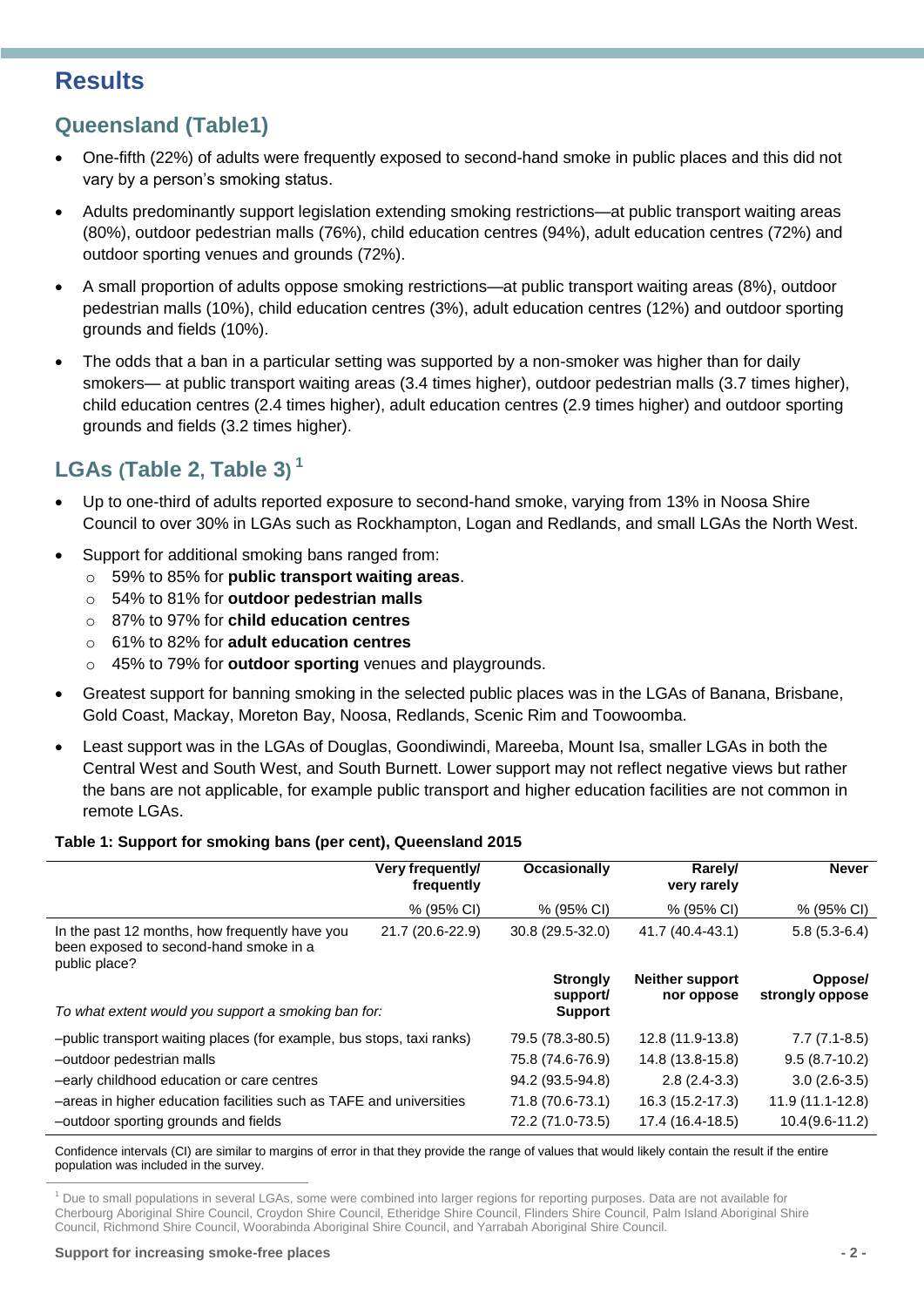# Results

## Queensland (Table1)

- One-fifth (22%) of adults were frequently exposed to second-hand smoke in public places and this did not vary by a person's smoking status.
- Adults predominantly support legislation extending smoking restrictions—at public transport waiting areas (80%), outdoor pedestrian malls (76%), child education centres (94%), adult education centres (72%) and outdoor sporting venues and grounds (72%).
- A small proportion of adults oppose smoking restrictions—at public transport waiting areas (8%), outdoor pedestrian malls (10%), child education centres (3%), adult education centres (12%) and outdoor sporting grounds and fields (10%).
- The odds that a ban in a particular setting was supported by a non-smoker was higher than for daily smokers— at public transport waiting areas (3.4 times higher), outdoor pedestrian malls (3.7 times higher), child education centres (2.4 times higher), adult education centres (2.9 times higher) and outdoor sporting grounds and fields (3.2 times higher).

## LGAs (Table 2, Table 3) [1]

- Up to one-third of adults reported exposure to second-hand smoke, varying from 13% in Noosa Shire Council to over 30% in LGAs such as Rockhampton, Logan and Redlands, and small LGAs the North West.
- Support for additional smoking bans ranged from:
  - 59% to 85% for **public transport waiting areas**.
  - 54% to 81% for **outdoor pedestrian malls**
  - 87% to 97% for **child education centres**
  - 61% to 82% for **adult education centres**
  - 45% to 79% for **outdoor sporting** venues and playgrounds.
- Greatest support for banning smoking in the selected public places was in the LGAs of Banana, Brisbane, Gold Coast, Mackay, Moreton Bay, Noosa, Redlands, Scenic Rim and Toowoomba.
- Least support was in the LGAs of Douglas, Goondiwindi, Mareeba, Mount Isa, smaller LGAs in both the Central West and South West, and South Burnett. Lower support may not reflect negative views but rather the bans are not applicable, for example public transport and higher education facilities are not common in remote LGAs.

**Table 1: Support for smoking bans (per cent), Queensland 2015**

| | Very frequently/ frequently | Occasionally | Rarely/ very rarely | Never |
|---|---|---|---|---|
| | % (95% CI) | % (95% CI) | % (95% CI) | % (95% CI) |
| In the past 12 months, how frequently have you been exposed to second-hand smoke in a public place? | 21.7 (20.6-22.9) | 30.8 (29.5-32.0) | 41.7 (40.4-43.1) | 5.8 (5.3-6.4) |
| *To what extent would you support a smoking ban for:* | | **Strongly support/ Support** | **Neither support nor oppose** | **Oppose/ strongly oppose** |
| –public transport waiting places (for example, bus stops, taxi ranks) | | 79.5 (78.3-80.5) | 12.8 (11.9-13.8) | 7.7 (7.1-8.5) |
| –outdoor pedestrian malls | | 75.8 (74.6-76.9) | 14.8 (13.8-15.8) | 9.5 (8.7-10.2) |
| –early childhood education or care centres | | 94.2 (93.5-94.8) | 2.8 (2.4-3.3) | 3.0 (2.6-3.5) |
| –areas in higher education facilities such as TAFE and universities | | 71.8 (70.6-73.1) | 16.3 (15.2-17.3) | 11.9 (11.1-12.8) |
| –outdoor sporting grounds and fields | | 72.2 (71.0-73.5) | 17.4 (16.4-18.5) | 10.4(9.6-11.2) |

Confidence intervals (CI) are similar to margins of error in that they provide the range of values that would likely contain the result if the entire population was included in the survey.

[1] Due to small populations in several LGAs, some were combined into larger regions for reporting purposes. Data are not available for Cherbourg Aboriginal Shire Council, Croydon Shire Council, Etheridge Shire Council, Flinders Shire Council, Palm Island Aboriginal Shire Council, Richmond Shire Council, Woorabinda Aboriginal Shire Council, and Yarrabah Aboriginal Shire Council.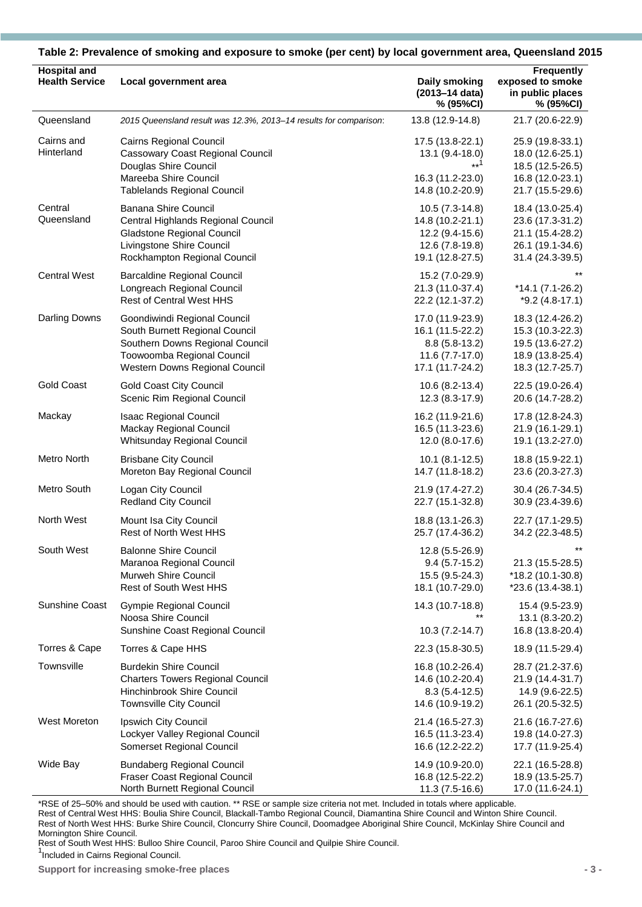**Table 2: Prevalence of smoking and exposure to smoke (per cent) by local government area, Queensland 2015**

| Hospital and Health Service | Local government area | Daily smoking (2013–14 data) % (95%CI) | Frequently exposed to smoke in public places % (95%CI) |
|---|---|---|---|
| Queensland | *2015 Queensland result was 12.3%, 2013–14 results for comparison*: | 13.8 (12.9-14.8) | 21.7 (20.6-22.9) |
| Cairns and Hinterland | Cairns Regional Council | 17.5 (13.8-22.1) | 25.9 (19.8-33.1) |
| | Cassowary Coast Regional Council | 13.1 (9.4-18.0) | 18.0 (12.6-25.1) |
| | Douglas Shire Council | **[1] | 18.5 (12.5-26.5) |
| | Mareeba Shire Council | 16.3 (11.2-23.0) | 16.8 (12.0-23.1) |
| | Tablelands Regional Council | 14.8 (10.2-20.9) | 21.7 (15.5-29.6) |
| Central Queensland | Banana Shire Council | 10.5 (7.3-14.8) | 18.4 (13.0-25.4) |
| | Central Highlands Regional Council | 14.8 (10.2-21.1) | 23.6 (17.3-31.2) |
| | Gladstone Regional Council | 12.2 (9.4-15.6) | 21.1 (15.4-28.2) |
| | Livingstone Shire Council | 12.6 (7.8-19.8) | 26.1 (19.1-34.6) |
| | Rockhampton Regional Council | 19.1 (12.8-27.5) | 31.4 (24.3-39.5) |
| Central West | Barcaldine Regional Council | 15.2 (7.0-29.9) | ** |
| | Longreach Regional Council | 21.3 (11.0-37.4) | *14.1 (7.1-26.2) |
| | Rest of Central West HHS | 22.2 (12.1-37.2) | *9.2 (4.8-17.1) |
| Darling Downs | Goondiwindi Regional Council | 17.0 (11.9-23.9) | 18.3 (12.4-26.2) |
| | South Burnett Regional Council | 16.1 (11.5-22.2) | 15.3 (10.3-22.3) |
| | Southern Downs Regional Council | 8.8 (5.8-13.2) | 19.5 (13.6-27.2) |
| | Toowoomba Regional Council | 11.6 (7.7-17.0) | 18.9 (13.8-25.4) |
| | Western Downs Regional Council | 17.1 (11.7-24.2) | 18.3 (12.7-25.7) |
| Gold Coast | Gold Coast City Council | 10.6 (8.2-13.4) | 22.5 (19.0-26.4) |
| | Scenic Rim Regional Council | 12.3 (8.3-17.9) | 20.6 (14.7-28.2) |
| Mackay | Isaac Regional Council | 16.2 (11.9-21.6) | 17.8 (12.8-24.3) |
| | Mackay Regional Council | 16.5 (11.3-23.6) | 21.9 (16.1-29.1) |
| | Whitsunday Regional Council | 12.0 (8.0-17.6) | 19.1 (13.2-27.0) |
| Metro North | Brisbane City Council | 10.1 (8.1-12.5) | 18.8 (15.9-22.1) |
| | Moreton Bay Regional Council | 14.7 (11.8-18.2) | 23.6 (20.3-27.3) |
| Metro South | Logan City Council | 21.9 (17.4-27.2) | 30.4 (26.7-34.5) |
| | Redland City Council | 22.7 (15.1-32.8) | 30.9 (23.4-39.6) |
| North West | Mount Isa City Council | 18.8 (13.1-26.3) | 22.7 (17.1-29.5) |
| | Rest of North West HHS | 25.7 (17.4-36.2) | 34.2 (22.3-48.5) |
| South West | Balonne Shire Council | 12.8 (5.5-26.9) | ** |
| | Maranoa Regional Council | 9.4 (5.7-15.2) | 21.3 (15.5-28.5) |
| | Murweh Shire Council | 15.5 (9.5-24.3) | *18.2 (10.1-30.8) |
| | Rest of South West HHS | 18.1 (10.7-29.0) | *23.6 (13.4-38.1) |
| Sunshine Coast | Gympie Regional Council | 14.3 (10.7-18.8) | 15.4 (9.5-23.9) |
| | Noosa Shire Council | ** | 13.1 (8.3-20.2) |
| | Sunshine Coast Regional Council | 10.3 (7.2-14.7) | 16.8 (13.8-20.4) |
| Torres & Cape | Torres & Cape HHS | 22.3 (15.8-30.5) | 18.9 (11.5-29.4) |
| Townsville | Burdekin Shire Council | 16.8 (10.2-26.4) | 28.7 (21.2-37.6) |
| | Charters Towers Regional Council | 14.6 (10.2-20.4) | 21.9 (14.4-31.7) |
| | Hinchinbrook Shire Council | 8.3 (5.4-12.5) | 14.9 (9.6-22.5) |
| | Townsville City Council | 14.6 (10.9-19.2) | 26.1 (20.5-32.5) |
| West Moreton | Ipswich City Council | 21.4 (16.5-27.3) | 21.6 (16.7-27.6) |
| | Lockyer Valley Regional Council | 16.5 (11.3-23.4) | 19.8 (14.0-27.3) |
| | Somerset Regional Council | 16.6 (12.2-22.2) | 17.7 (11.9-25.4) |
| Wide Bay | Bundaberg Regional Council | 14.9 (10.9-20.0) | 22.1 (16.5-28.8) |
| | Fraser Coast Regional Council | 16.8 (12.5-22.2) | 18.9 (13.5-25.7) |
| | North Burnett Regional Council | 11.3 (7.5-16.6) | 17.0 (11.6-24.1) |

*RSE of 25–50% and should be used with caution. ** RSE or sample size criteria not met. Included in totals where applicable.

Rest of Central West HHS: Boulia Shire Council, Blackall-Tambo Regional Council, Diamantina Shire Council and Winton Shire Council.

Rest of North West HHS: Burke Shire Council, Cloncurry Shire Council, Doomadgee Aboriginal Shire Council, McKinlay Shire Council and Mornington Shire Council.

Rest of South West HHS: Bulloo Shire Council, Paroo Shire Council and Quilpie Shire Council.

[1] Included in Cairns Regional Council.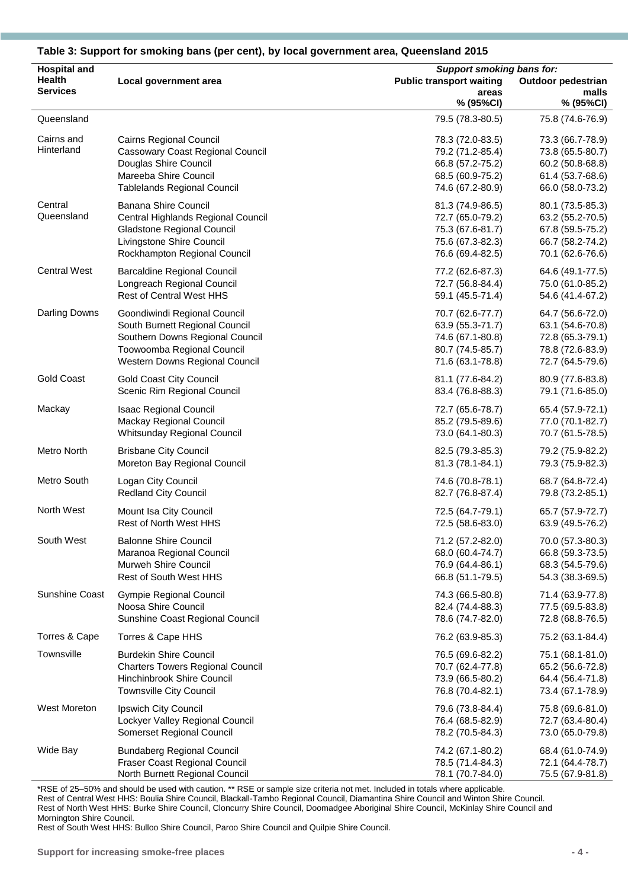**Table 3: Support for smoking bans (per cent), by local government area, Queensland 2015**

| Hospital and Health Services | Local government area | *Support smoking bans for:* Public transport waiting areas % (95%CI) | Outdoor pedestrian malls % (95%CI) |
|---|---|---|---|
| Queensland | | 79.5 (78.3-80.5) | 75.8 (74.6-76.9) |
| Cairns and Hinterland | Cairns Regional Council | 78.3 (72.0-83.5) | 73.3 (66.7-78.9) |
| | Cassowary Coast Regional Council | 79.2 (71.2-85.4) | 73.8 (65.5-80.7) |
| | Douglas Shire Council | 66.8 (57.2-75.2) | 60.2 (50.8-68.8) |
| | Mareeba Shire Council | 68.5 (60.9-75.2) | 61.4 (53.7-68.6) |
| | Tablelands Regional Council | 74.6 (67.2-80.9) | 66.0 (58.0-73.2) |
| Central Queensland | Banana Shire Council | 81.3 (74.9-86.5) | 80.1 (73.5-85.3) |
| | Central Highlands Regional Council | 72.7 (65.0-79.2) | 63.2 (55.2-70.5) |
| | Gladstone Regional Council | 75.3 (67.6-81.7) | 67.8 (59.5-75.2) |
| | Livingstone Shire Council | 75.6 (67.3-82.3) | 66.7 (58.2-74.2) |
| | Rockhampton Regional Council | 76.6 (69.4-82.5) | 70.1 (62.6-76.6) |
| Central West | Barcaldine Regional Council | 77.2 (62.6-87.3) | 64.6 (49.1-77.5) |
| | Longreach Regional Council | 72.7 (56.8-84.4) | 75.0 (61.0-85.2) |
| | Rest of Central West HHS | 59.1 (45.5-71.4) | 54.6 (41.4-67.2) |
| Darling Downs | Goondiwindi Regional Council | 70.7 (62.6-77.7) | 64.7 (56.6-72.0) |
| | South Burnett Regional Council | 63.9 (55.3-71.7) | 63.1 (54.6-70.8) |
| | Southern Downs Regional Council | 74.6 (67.1-80.8) | 72.8 (65.3-79.1) |
| | Toowoomba Regional Council | 80.7 (74.5-85.7) | 78.8 (72.6-83.9) |
| | Western Downs Regional Council | 71.6 (63.1-78.8) | 72.7 (64.5-79.6) |
| Gold Coast | Gold Coast City Council | 81.1 (77.6-84.2) | 80.9 (77.6-83.8) |
| | Scenic Rim Regional Council | 83.4 (76.8-88.3) | 79.1 (71.6-85.0) |
| Mackay | Isaac Regional Council | 72.7 (65.6-78.7) | 65.4 (57.9-72.1) |
| | Mackay Regional Council | 85.2 (79.5-89.6) | 77.0 (70.1-82.7) |
| | Whitsunday Regional Council | 73.0 (64.1-80.3) | 70.7 (61.5-78.5) |
| Metro North | Brisbane City Council | 82.5 (79.3-85.3) | 79.2 (75.9-82.2) |
| | Moreton Bay Regional Council | 81.3 (78.1-84.1) | 79.3 (75.9-82.3) |
| Metro South | Logan City Council | 74.6 (70.8-78.1) | 68.7 (64.8-72.4) |
| | Redland City Council | 82.7 (76.8-87.4) | 79.8 (73.2-85.1) |
| North West | Mount Isa City Council | 72.5 (64.7-79.1) | 65.7 (57.9-72.7) |
| | Rest of North West HHS | 72.5 (58.6-83.0) | 63.9 (49.5-76.2) |
| South West | Balonne Shire Council | 71.2 (57.2-82.0) | 70.0 (57.3-80.3) |
| | Maranoa Regional Council | 68.0 (60.4-74.7) | 66.8 (59.3-73.5) |
| | Murweh Shire Council | 76.9 (64.4-86.1) | 68.3 (54.5-79.6) |
| | Rest of South West HHS | 66.8 (51.1-79.5) | 54.3 (38.3-69.5) |
| Sunshine Coast | Gympie Regional Council | 74.3 (66.5-80.8) | 71.4 (63.9-77.8) |
| | Noosa Shire Council | 82.4 (74.4-88.3) | 77.5 (69.5-83.8) |
| | Sunshine Coast Regional Council | 78.6 (74.7-82.0) | 72.8 (68.8-76.5) |
| Torres & Cape | Torres & Cape HHS | 76.2 (63.9-85.3) | 75.2 (63.1-84.4) |
| Townsville | Burdekin Shire Council | 76.5 (69.6-82.2) | 75.1 (68.1-81.0) |
| | Charters Towers Regional Council | 70.7 (62.4-77.8) | 65.2 (56.6-72.8) |
| | Hinchinbrook Shire Council | 73.9 (66.5-80.2) | 64.4 (56.4-71.8) |
| | Townsville City Council | 76.8 (70.4-82.1) | 73.4 (67.1-78.9) |
| West Moreton | Ipswich City Council | 79.6 (73.8-84.4) | 75.8 (69.6-81.0) |
| | Lockyer Valley Regional Council | 76.4 (68.5-82.9) | 72.7 (63.4-80.4) |
| | Somerset Regional Council | 78.2 (70.5-84.3) | 73.0 (65.0-79.8) |
| Wide Bay | Bundaberg Regional Council | 74.2 (67.1-80.2) | 68.4 (61.0-74.9) |
| | Fraser Coast Regional Council | 78.5 (71.4-84.3) | 72.1 (64.4-78.7) |
| | North Burnett Regional Council | 78.1 (70.7-84.0) | 75.5 (67.9-81.8) |

*RSE of 25–50% and should be used with caution. ** RSE or sample size criteria not met. Included in totals where applicable.
Rest of Central West HHS: Boulia Shire Council, Blackall-Tambo Regional Council, Diamantina Shire Council and Winton Shire Council.
Rest of North West HHS: Burke Shire Council, Cloncurry Shire Council, Doomadgee Aboriginal Shire Council, McKinlay Shire Council and Mornington Shire Council.
Rest of South West HHS: Bulloo Shire Council, Paroo Shire Council and Quilpie Shire Council.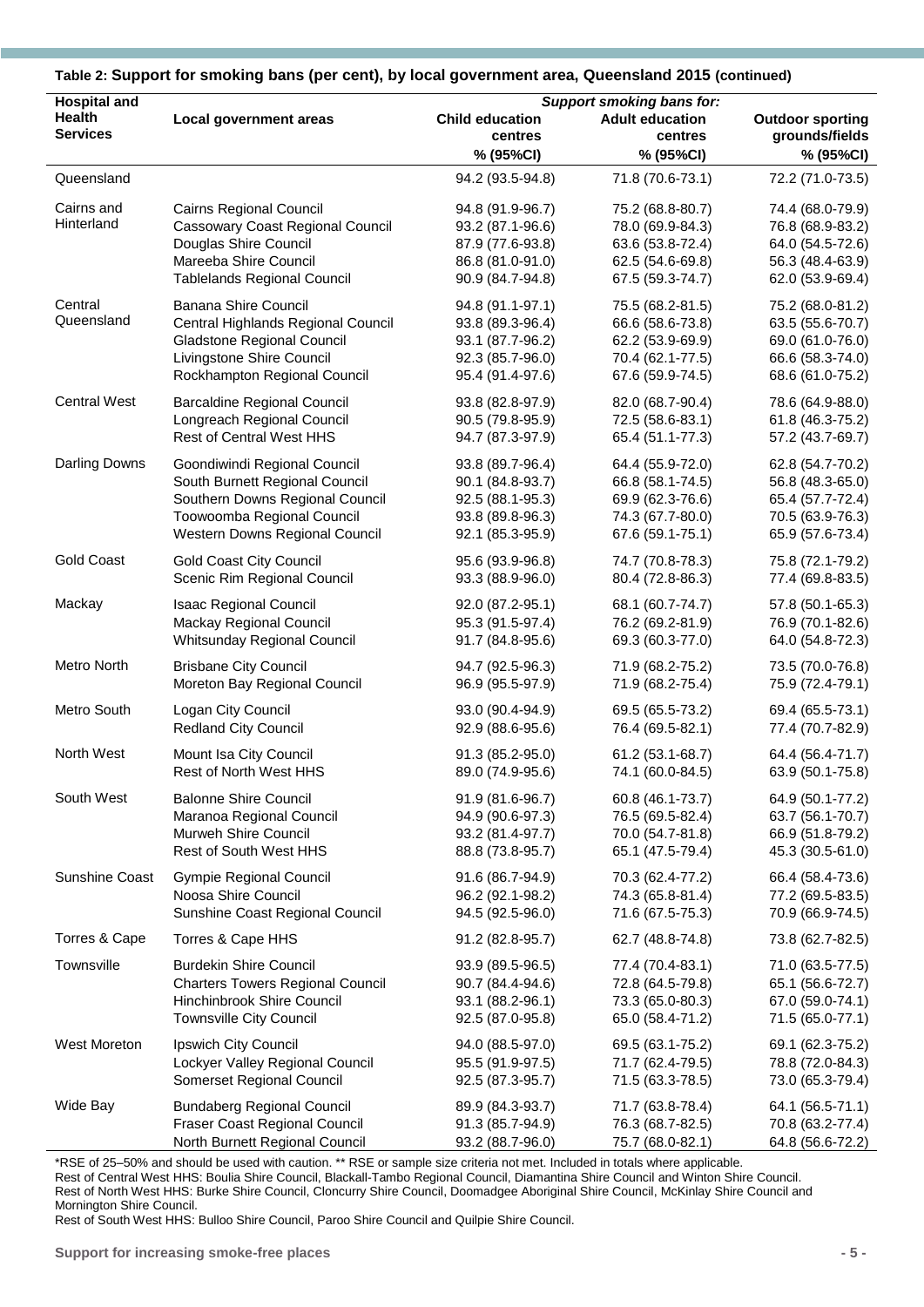**Table 2: Support for smoking bans (per cent), by local government area, Queensland 2015 (continued)**

| Hospital and Health Services | Local government areas | *Support smoking bans for:* Child education centres % (95%CI) | Adult education centres % (95%CI) | Outdoor sporting grounds/fields % (95%CI) |
|---|---|---|---|---|
| Queensland | | 94.2 (93.5-94.8) | 71.8 (70.6-73.1) | 72.2 (71.0-73.5) |
| Cairns and Hinterland | Cairns Regional Council | 94.8 (91.9-96.7) | 75.2 (68.8-80.7) | 74.4 (68.0-79.9) |
| | Cassowary Coast Regional Council | 93.2 (87.1-96.6) | 78.0 (69.9-84.3) | 76.8 (68.9-83.2) |
| | Douglas Shire Council | 87.9 (77.6-93.8) | 63.6 (53.8-72.4) | 64.0 (54.5-72.6) |
| | Mareeba Shire Council | 86.8 (81.0-91.0) | 62.5 (54.6-69.8) | 56.3 (48.4-63.9) |
| | Tablelands Regional Council | 90.9 (84.7-94.8) | 67.5 (59.3-74.7) | 62.0 (53.9-69.4) |
| Central Queensland | Banana Shire Council | 94.8 (91.1-97.1) | 75.5 (68.2-81.5) | 75.2 (68.0-81.2) |
| | Central Highlands Regional Council | 93.8 (89.3-96.4) | 66.6 (58.6-73.8) | 63.5 (55.6-70.7) |
| | Gladstone Regional Council | 93.1 (87.7-96.2) | 62.2 (53.9-69.9) | 69.0 (61.0-76.0) |
| | Livingstone Shire Council | 92.3 (85.7-96.0) | 70.4 (62.1-77.5) | 66.6 (58.3-74.0) |
| | Rockhampton Regional Council | 95.4 (91.4-97.6) | 67.6 (59.9-74.5) | 68.6 (61.0-75.2) |
| Central West | Barcaldine Regional Council | 93.8 (82.8-97.9) | 82.0 (68.7-90.4) | 78.6 (64.9-88.0) |
| | Longreach Regional Council | 90.5 (79.8-95.9) | 72.5 (58.6-83.1) | 61.8 (46.3-75.2) |
| | Rest of Central West HHS | 94.7 (87.3-97.9) | 65.4 (51.1-77.3) | 57.2 (43.7-69.7) |
| Darling Downs | Goondiwindi Regional Council | 93.8 (89.7-96.4) | 64.4 (55.9-72.0) | 62.8 (54.7-70.2) |
| | South Burnett Regional Council | 90.1 (84.8-93.7) | 66.8 (58.1-74.5) | 56.8 (48.3-65.0) |
| | Southern Downs Regional Council | 92.5 (88.1-95.3) | 69.9 (62.3-76.6) | 65.4 (57.7-72.4) |
| | Toowoomba Regional Council | 93.8 (89.8-96.3) | 74.3 (67.7-80.0) | 70.5 (63.9-76.3) |
| | Western Downs Regional Council | 92.1 (85.3-95.9) | 67.6 (59.1-75.1) | 65.9 (57.6-73.4) |
| Gold Coast | Gold Coast City Council | 95.6 (93.9-96.8) | 74.7 (70.8-78.3) | 75.8 (72.1-79.2) |
| | Scenic Rim Regional Council | 93.3 (88.9-96.0) | 80.4 (72.8-86.3) | 77.4 (69.8-83.5) |
| Mackay | Isaac Regional Council | 92.0 (87.2-95.1) | 68.1 (60.7-74.7) | 57.8 (50.1-65.3) |
| | Mackay Regional Council | 95.3 (91.5-97.4) | 76.2 (69.2-81.9) | 76.9 (70.1-82.6) |
| | Whitsunday Regional Council | 91.7 (84.8-95.6) | 69.3 (60.3-77.0) | 64.0 (54.8-72.3) |
| Metro North | Brisbane City Council | 94.7 (92.5-96.3) | 71.9 (68.2-75.2) | 73.5 (70.0-76.8) |
| | Moreton Bay Regional Council | 96.9 (95.5-97.9) | 71.9 (68.2-75.4) | 75.9 (72.4-79.1) |
| Metro South | Logan City Council | 93.0 (90.4-94.9) | 69.5 (65.5-73.2) | 69.4 (65.5-73.1) |
| | Redland City Council | 92.9 (88.6-95.6) | 76.4 (69.5-82.1) | 77.4 (70.7-82.9) |
| North West | Mount Isa City Council | 91.3 (85.2-95.0) | 61.2 (53.1-68.7) | 64.4 (56.4-71.7) |
| | Rest of North West HHS | 89.0 (74.9-95.6) | 74.1 (60.0-84.5) | 63.9 (50.1-75.8) |
| South West | Balonne Shire Council | 91.9 (81.6-96.7) | 60.8 (46.1-73.7) | 64.9 (50.1-77.2) |
| | Maranoa Regional Council | 94.9 (90.6-97.3) | 76.5 (69.5-82.4) | 63.7 (56.1-70.7) |
| | Murweh Shire Council | 93.2 (81.4-97.7) | 70.0 (54.7-81.8) | 66.9 (51.8-79.2) |
| | Rest of South West HHS | 88.8 (73.8-95.7) | 65.1 (47.5-79.4) | 45.3 (30.5-61.0) |
| Sunshine Coast | Gympie Regional Council | 91.6 (86.7-94.9) | 70.3 (62.4-77.2) | 66.4 (58.4-73.6) |
| | Noosa Shire Council | 96.2 (92.1-98.2) | 74.3 (65.8-81.4) | 77.2 (69.5-83.5) |
| | Sunshine Coast Regional Council | 94.5 (92.5-96.0) | 71.6 (67.5-75.3) | 70.9 (66.9-74.5) |
| Torres & Cape | Torres & Cape HHS | 91.2 (82.8-95.7) | 62.7 (48.8-74.8) | 73.8 (62.7-82.5) |
| Townsville | Burdekin Shire Council | 93.9 (89.5-96.5) | 77.4 (70.4-83.1) | 71.0 (63.5-77.5) |
| | Charters Towers Regional Council | 90.7 (84.4-94.6) | 72.8 (64.5-79.8) | 65.1 (56.6-72.7) |
| | Hinchinbrook Shire Council | 93.1 (88.2-96.1) | 73.3 (65.0-80.3) | 67.0 (59.0-74.1) |
| | Townsville City Council | 92.5 (87.0-95.8) | 65.0 (58.4-71.2) | 71.5 (65.0-77.1) |
| West Moreton | Ipswich City Council | 94.0 (88.5-97.0) | 69.5 (63.1-75.2) | 69.1 (62.3-75.2) |
| | Lockyer Valley Regional Council | 95.5 (91.9-97.5) | 71.7 (62.4-79.5) | 78.8 (72.0-84.3) |
| | Somerset Regional Council | 92.5 (87.3-95.7) | 71.5 (63.3-78.5) | 73.0 (65.3-79.4) |
| Wide Bay | Bundaberg Regional Council | 89.9 (84.3-93.7) | 71.7 (63.8-78.4) | 64.1 (56.5-71.1) |
| | Fraser Coast Regional Council | 91.3 (85.7-94.9) | 76.3 (68.7-82.5) | 70.8 (63.2-77.4) |
| | North Burnett Regional Council | 93.2 (88.7-96.0) | 75.7 (68.0-82.1) | 64.8 (56.6-72.2) |

*RSE of 25–50% and should be used with caution. ** RSE or sample size criteria not met. Included in totals where applicable.
Rest of Central West HHS: Boulia Shire Council, Blackall-Tambo Regional Council, Diamantina Shire Council and Winton Shire Council.
Rest of North West HHS: Burke Shire Council, Cloncurry Shire Council, Doomadgee Aboriginal Shire Council, McKinlay Shire Council and Mornington Shire Council.
Rest of South West HHS: Bulloo Shire Council, Paroo Shire Council and Quilpie Shire Council.